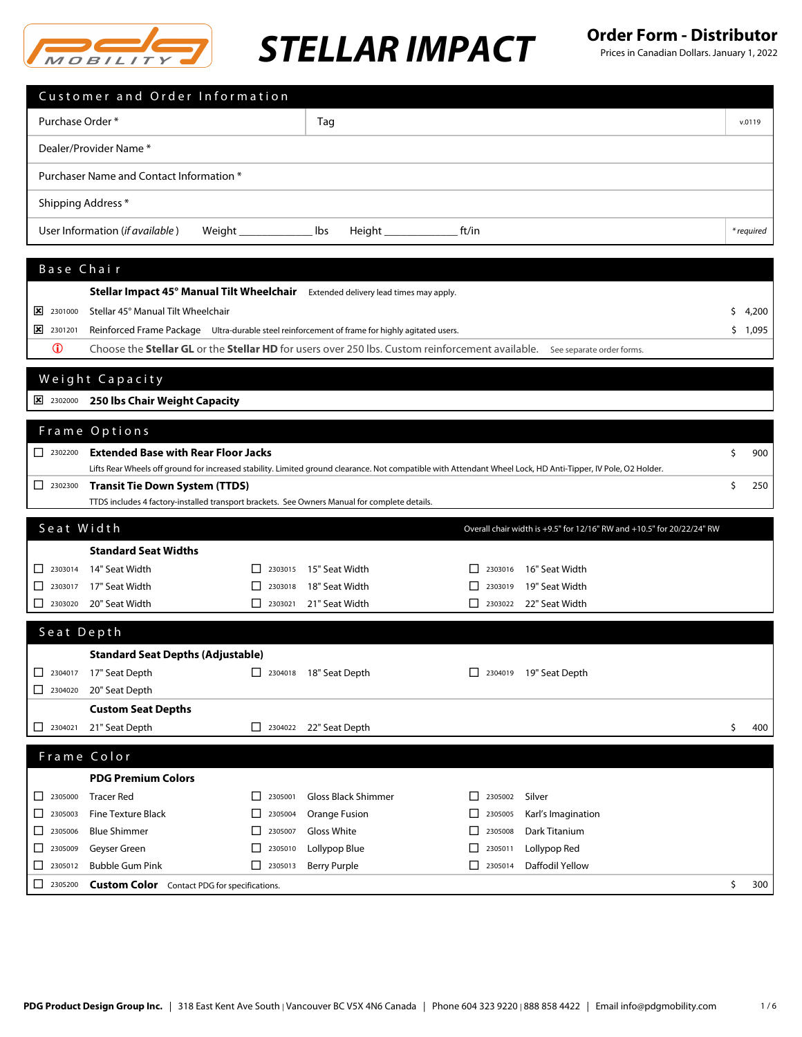# STELLAR IMPACT

## Order Form - Distributor

Prices in Canadian Dollars. January 1, 2022

## Customer and Order Information

| | | |
|---|---|---|
| Purchase Order * | Tag | v.0119 |
| Dealer/Provider Name * | | |
| Purchaser Name and Contact Information * | | |
| Shipping Address * | | |
| User Information (*if available*) Weight ____________ lbs Height ____________ ft/in | | *\* required* |

## Base Chair

**Stellar Impact 45° Manual Tilt Wheelchair** Extended delivery lead times may apply.

| | Code | Item | Price |
|---|---|---|---|
| ☒ | 2301000 | Stellar 45° Manual Tilt Wheelchair | $ 4,200 |
| ☒ | 2301201 | Reinforced Frame Package — Ultra-durable steel reinforcement of frame for highly agitated users. | $ 1,095 |

ⓘ Choose the **Stellar GL** or the **Stellar HD** for users over 250 lbs. Custom reinforcement available. See separate order forms.

## Weight Capacity

☒ 2302000 **250 lbs Chair Weight Capacity**

## Frame Options

| | Code | Item | Price |
|---|---|---|---|
| ☐ | 2302200 | **Extended Base with Rear Floor Jacks**<br>Lifts Rear Wheels off ground for increased stability. Limited ground clearance. Not compatible with Attendant Wheel Lock, HD Anti-Tipper, IV Pole, O2 Holder. | $ 900 |
| ☐ | 2302300 | **Transit Tie Down System (TTDS)**<br>TTDS includes 4 factory-installed transport brackets. See Owners Manual for complete details. | $ 250 |

## Seat Width

Overall chair width is +9.5" for 12/16" RW and +10.5" for 20/22/24" RW

**Standard Seat Widths**

| | | |
|---|---|---|
| ☐ 2303014 14" Seat Width | ☐ 2303015 15" Seat Width | ☐ 2303016 16" Seat Width |
| ☐ 2303017 17" Seat Width | ☐ 2303018 18" Seat Width | ☐ 2303019 19" Seat Width |
| ☐ 2303020 20" Seat Width | ☐ 2303021 21" Seat Width | ☐ 2303022 22" Seat Width |

## Seat Depth

**Standard Seat Depths (Adjustable)**

| | | |
|---|---|---|
| ☐ 2304017 17" Seat Depth | ☐ 2304018 18" Seat Depth | ☐ 2304019 19" Seat Depth |
| ☐ 2304020 20" Seat Depth | | |

**Custom Seat Depths**

| | | Price |
|---|---|---|
| ☐ 2304021 21" Seat Depth | ☐ 2304022 22" Seat Depth | $ 400 |

## Frame Color

**PDG Premium Colors**

| | | |
|---|---|---|
| ☐ 2305000 Tracer Red | ☐ 2305001 Gloss Black Shimmer | ☐ 2305002 Silver |
| ☐ 2305003 Fine Texture Black | ☐ 2305004 Orange Fusion | ☐ 2305005 Karl's Imagination |
| ☐ 2305006 Blue Shimmer | ☐ 2305007 Gloss White | ☐ 2305008 Dark Titanium |
| ☐ 2305009 Geyser Green | ☐ 2305010 Lollypop Blue | ☐ 2305011 Lollypop Red |
| ☐ 2305012 Bubble Gum Pink | ☐ 2305013 Berry Purple | ☐ 2305014 Daffodil Yellow |

☐ 2305200 **Custom Color** Contact PDG for specifications. $ 300

**PDG Product Design Group Inc.** | 318 East Kent Ave South | Vancouver BC V5X 4N6 Canada | Phone 604 323 9220 | 888 858 4422 | Email info@pdgmobility.com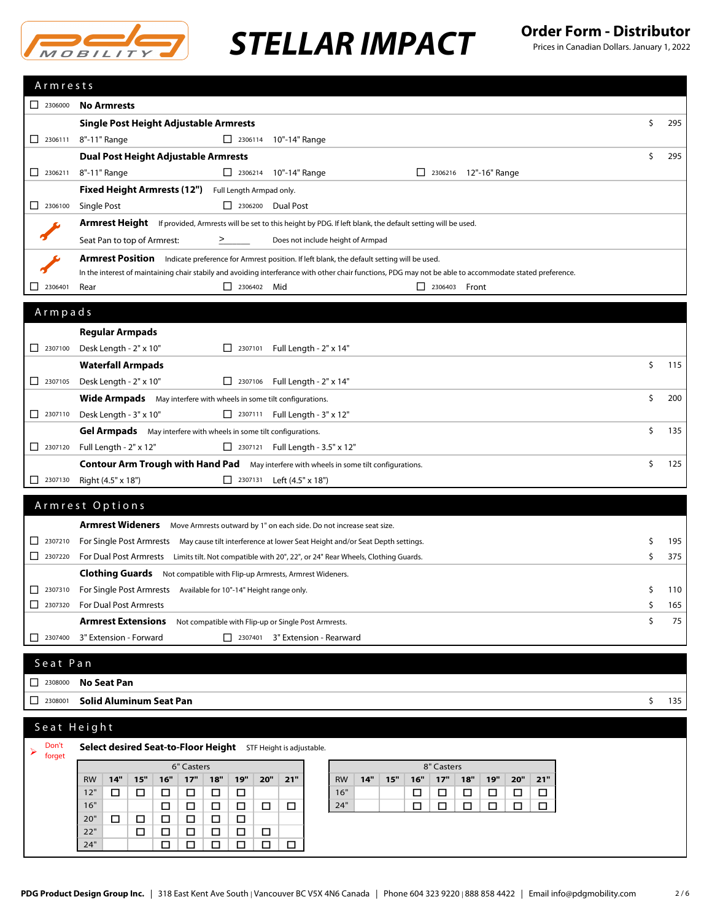# STELLAR IMPACT

**Order Form - Distributor**
Prices in Canadian Dollars. January 1, 2022

## Armrests

☐ 2306000 **No Armrests**

**Single Post Height Adjustable Armrests** — $ 295

☐ 2306111 8"-11" Range ☐ 2306114 10"-14" Range

**Dual Post Height Adjustable Armrests** — $ 295

☐ 2306211 8"-11" Range ☐ 2306214 10"-14" Range ☐ 2306216 12"-16" Range

**Fixed Height Armrests (12")** Full Length Armpad only.

☐ 2306100 Single Post ☐ 2306200 Dual Post

**Armrest Height** If provided, Armrests will be set to this height by PDG. If left blank, the default setting will be used.

Seat Pan to top of Armrest: ≥ ______ Does not include height of Armpad

**Armrest Position** Indicate preference for Armrest position. If left blank, the default setting will be used.
In the interest of maintaining chair stabily and avoiding interferance with other chair functions, PDG may not be able to accommodate stated preference.

☐ 2306401 Rear ☐ 2306402 Mid ☐ 2306403 Front

## Armpads

**Regular Armpads**

☐ 2307100 Desk Length - 2" x 10" ☐ 2307101 Full Length - 2" x 14"

**Waterfall Armpads** — $ 115

☐ 2307105 Desk Length - 2" x 10" ☐ 2307106 Full Length - 2" x 14"

**Wide Armpads** May interfere with wheels in some tilt configurations. — $ 200

☐ 2307110 Desk Length - 3" x 10" ☐ 2307111 Full Length - 3" x 12"

**Gel Armpads** May interfere with wheels in some tilt configurations. — $ 135

☐ 2307120 Full Length - 2" x 12" ☐ 2307121 Full Length - 3.5" x 12"

**Contour Arm Trough with Hand Pad** May interfere with wheels in some tilt configurations. — $ 125

☐ 2307130 Right (4.5" x 18") ☐ 2307131 Left (4.5" x 18")

## Armrest Options

**Armrest Wideners** Move Armrests outward by 1" on each side. Do not increase seat size.

☐ 2307210 For Single Post Armrests May cause tilt interference at lower Seat Height and/or Seat Depth settings. — $ 195

☐ 2307220 For Dual Post Armrests Limits tilt. Not compatible with 20", 22", or 24" Rear Wheels, Clothing Guards. — $ 375

**Clothing Guards** Not compatible with Flip-up Armrests, Armrest Wideners.

☐ 2307310 For Single Post Armrests Available for 10"-14" Height range only. — $ 110

☐ 2307320 For Dual Post Armrests — $ 165

**Armrest Extensions** Not compatible with Flip-up or Single Post Armrests. — $ 75

☐ 2307400 3" Extension - Forward ☐ 2307401 3" Extension - Rearward

## Seat Pan

☐ 2308000 **No Seat Pan**

☐ 2308001 **Solid Aluminum Seat Pan** — $ 135

## Seat Height

➤ Don't forget

**Select desired Seat-to-Floor Height** STF Height is adjustable.

6" Casters

| RW | 14" | 15" | 16" | 17" | 18" | 19" | 20" | 21" |
|---|---|---|---|---|---|---|---|---|
| 12" | ☐ | ☐ | ☐ | ☐ | ☐ | ☐ | | |
| 16" | | | ☐ | ☐ | ☐ | ☐ | ☐ | ☐ |
| 20" | ☐ | ☐ | ☐ | ☐ | ☐ | ☐ | | |
| 22" | | ☐ | ☐ | ☐ | ☐ | ☐ | ☐ | |
| 24" | | | ☐ | ☐ | ☐ | ☐ | ☐ | ☐ |

8" Casters

| RW | 14" | 15" | 16" | 17" | 18" | 19" | 20" | 21" |
|---|---|---|---|---|---|---|---|---|
| 16" | | | ☐ | ☐ | ☐ | ☐ | ☐ | ☐ |
| 24" | | | ☐ | ☐ | ☐ | ☐ | ☐ | ☐ |

**PDG Product Design Group Inc.** | 318 East Kent Ave South | Vancouver BC V5X 4N6 Canada | Phone 604 323 9220 | 888 858 4422 | Email info@pdgmobility.com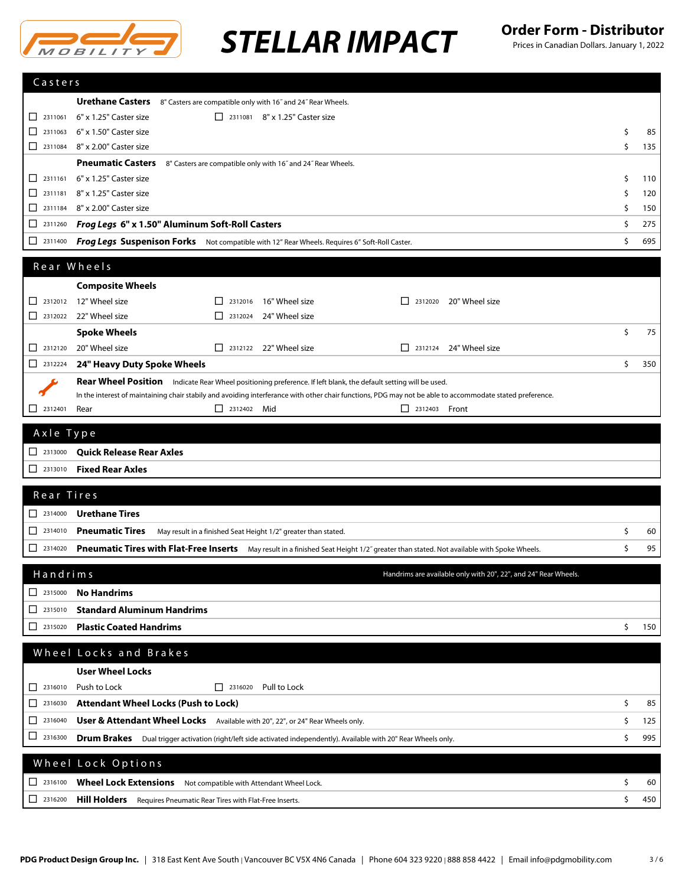# STELLAR IMPACT

**Order Form - Distributor**

Prices in Canadian Dollars. January 1, 2022

## Casters

**Urethane Casters** 8" Casters are compatible only with 16" and 24" Rear Wheels.

| Code | Item | Price |
|---|---|---|
| ☐ 2311061 | 6" x 1.25" Caster size | |
| ☐ 2311081 | 8" x 1.25" Caster size | |
| ☐ 2311063 | 6" x 1.50" Caster size | $ 85 |
| ☐ 2311084 | 8" x 2.00" Caster size | $ 135 |

**Pneumatic Casters** 8" Casters are compatible only with 16" and 24" Rear Wheels.

| Code | Item | Price |
|---|---|---|
| ☐ 2311161 | 6" x 1.25" Caster size | $ 110 |
| ☐ 2311181 | 8" x 1.25" Caster size | $ 120 |
| ☐ 2311184 | 8" x 2.00" Caster size | $ 150 |
| ☐ 2311260 | ***Frog Legs* 6" x 1.50" Aluminum Soft-Roll Casters** | $ 275 |
| ☐ 2311400 | ***Frog Legs* Suspenison Forks** Not compatible with 12" Rear Wheels. Requires 6" Soft-Roll Caster. | $ 695 |

## Rear Wheels

**Composite Wheels**

| Code | Item | Price |
|---|---|---|
| ☐ 2312012 | 12" Wheel size | |
| ☐ 2312016 | 16" Wheel size | |
| ☐ 2312020 | 20" Wheel size | |
| ☐ 2312022 | 22" Wheel size | |
| ☐ 2312024 | 24" Wheel size | |

**Spoke Wheels** — $ 75

| Code | Item | Price |
|---|---|---|
| ☐ 2312120 | 20" Wheel size | |
| ☐ 2312122 | 22" Wheel size | |
| ☐ 2312124 | 24" Wheel size | |
| ☐ 2312224 | **24" Heavy Duty Spoke Wheels** | $ 350 |

**Rear Wheel Position** Indicate Rear Wheel positioning preference. If left blank, the default setting will be used.
In the interest of maintaining chair stabily and avoiding interferance with other chair functions, PDG may not be able to accommodate stated preference.

☐ 2312401 Rear ☐ 2312402 Mid ☐ 2312403 Front

## Axle Type

- ☐ 2313000 **Quick Release Rear Axles**
- ☐ 2313010 **Fixed Rear Axles**

## Rear Tires

| Code | Item | Price |
|---|---|---|
| ☐ 2314000 | **Urethane Tires** | |
| ☐ 2314010 | **Pneumatic Tires** May result in a finished Seat Height 1/2" greater than stated. | $ 60 |
| ☐ 2314020 | **Pneumatic Tires with Flat-Free Inserts** May result in a finished Seat Height 1/2" greater than stated. Not available with Spoke Wheels. | $ 95 |

## Handrims

Handrims are available only with 20", 22", and 24" Rear Wheels.

| Code | Item | Price |
|---|---|---|
| ☐ 2315000 | **No Handrims** | |
| ☐ 2315010 | **Standard Aluminum Handrims** | |
| ☐ 2315020 | **Plastic Coated Handrims** | $ 150 |

## Wheel Locks and Brakes

**User Wheel Locks**

| Code | Item | Price |
|---|---|---|
| ☐ 2316010 | Push to Lock | |
| ☐ 2316020 | Pull to Lock | |
| ☐ 2316030 | **Attendant Wheel Locks (Push to Lock)** | $ 85 |
| ☐ 2316040 | **User & Attendant Wheel Locks** Available with 20", 22", or 24" Rear Wheels only. | $ 125 |
| ☐ 2316300 | **Drum Brakes** Dual trigger activation (right/left side activated independently). Available with 20" Rear Wheels only. | $ 995 |

## Wheel Lock Options

| Code | Item | Price |
|---|---|---|
| ☐ 2316100 | **Wheel Lock Extensions** Not compatible with Attendant Wheel Lock. | $ 60 |
| ☐ 2316200 | **Hill Holders** Requires Pneumatic Rear Tires with Flat-Free Inserts. | $ 450 |

**PDG Product Design Group Inc.** | 318 East Kent Ave South | Vancouver BC V5X 4N6 Canada | Phone 604 323 9220 | 888 858 4422 | Email info@pdgmobility.com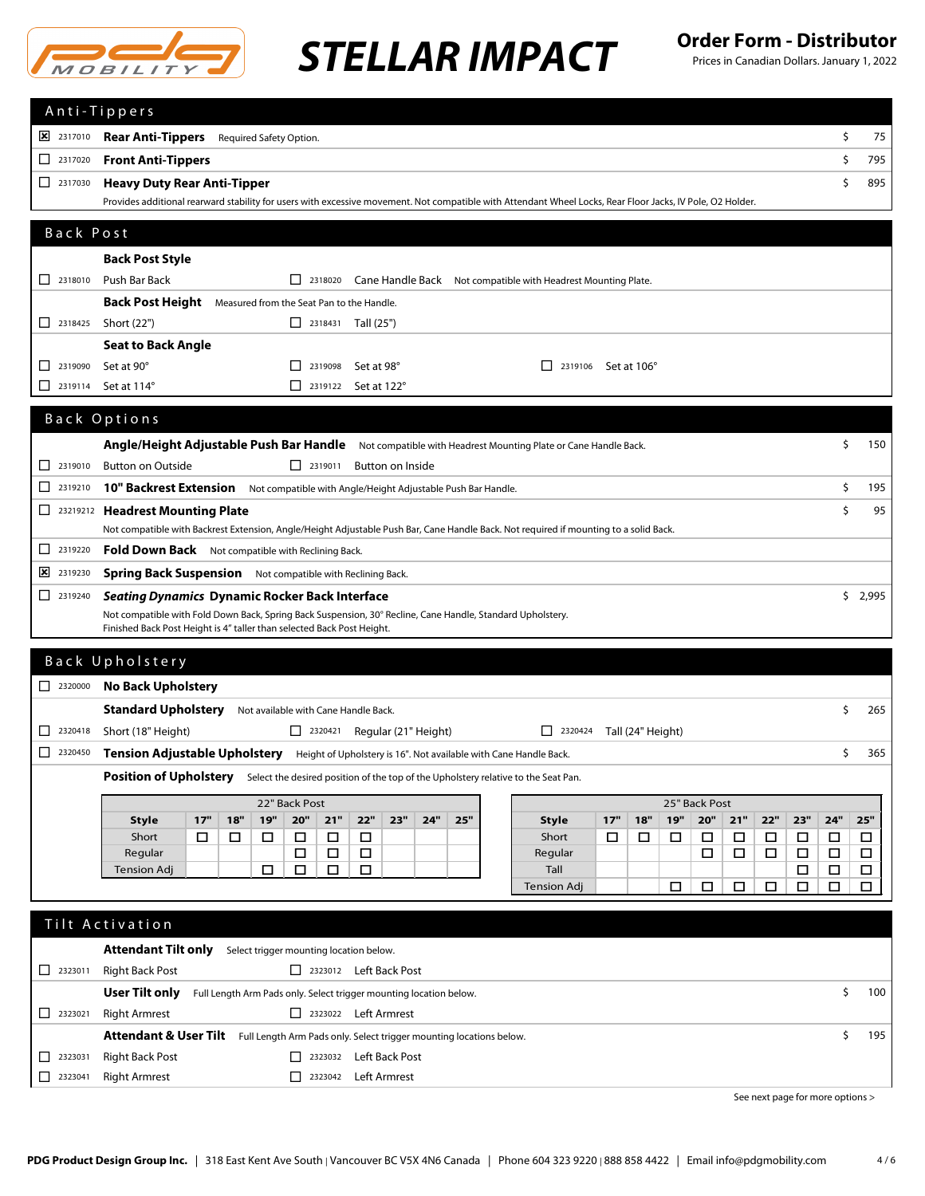# STELLAR IMPACT

**Order Form - Distributor**
Prices in Canadian Dollars. January 1, 2022

## Anti-Tippers

- [x] 2317010 **Rear Anti-Tippers** Required Safety Option. — $ 75
- [ ] 2317020 **Front Anti-Tippers** — $ 795
- [ ] 2317030 **Heavy Duty Rear Anti-Tipper** — $ 895
  Provides additional rearward stability for users with excessive movement. Not compatible with Attendant Wheel Locks, Rear Floor Jacks, IV Pole, O2 Holder.

## Back Post

**Back Post Style**

- [ ] 2318010 Push Bar Back
- [ ] 2318020 Cane Handle Back — Not compatible with Headrest Mounting Plate.

**Back Post Height** Measured from the Seat Pan to the Handle.

- [ ] 2318425 Short (22")
- [ ] 2318431 Tall (25")

**Seat to Back Angle**

- [ ] 2319090 Set at 90°
- [ ] 2319098 Set at 98°
- [ ] 2319106 Set at 106°
- [ ] 2319114 Set at 114°
- [ ] 2319122 Set at 122°

## Back Options

**Angle/Height Adjustable Push Bar Handle** Not compatible with Headrest Mounting Plate or Cane Handle Back. — $ 150

- [ ] 2319010 Button on Outside
- [ ] 2319011 Button on Inside

- [ ] 2319210 **10" Backrest Extension** Not compatible with Angle/Height Adjustable Push Bar Handle. — $ 195
- [ ] 23219212 **Headrest Mounting Plate** — $ 95
  Not compatible with Backrest Extension, Angle/Height Adjustable Push Bar, Cane Handle Back. Not required if mounting to a solid Back.
- [ ] 2319220 **Fold Down Back** Not compatible with Reclining Back.
- [x] 2319230 **Spring Back Suspension** Not compatible with Reclining Back.
- [ ] 2319240 ***Seating Dynamics* Dynamic Rocker Back Interface** — $ 2,995
  Not compatible with Fold Down Back, Spring Back Suspension, 30° Recline, Cane Handle, Standard Upholstery.
  Finished Back Post Height is 4" taller than selected Back Post Height.

## Back Upholstery

- [ ] 2320000 **No Back Upholstery**

**Standard Upholstery** Not available with Cane Handle Back. — $ 265

- [ ] 2320418 Short (18" Height)
- [ ] 2320421 Regular (21" Height)
- [ ] 2320424 Tall (24" Height)

- [ ] 2320450 **Tension Adjustable Upholstery** Height of Upholstery is 16". Not available with Cane Handle Back. — $ 365

**Position of Upholstery** Select the desired position of the top of the Upholstery relative to the Seat Pan.

| 22" Back Post | | | | | | | | | |
|---|---|---|---|---|---|---|---|---|---|
| **Style** | **17"** | **18"** | **19"** | **20"** | **21"** | **22"** | **23"** | **24"** | **25"** |
| Short | ☐ | ☐ | ☐ | ☐ | ☐ | ☐ | | | |
| Regular | | | | ☐ | ☐ | ☐ | | | |
| Tension Adj | | | ☐ | ☐ | ☐ | ☐ | | | |

| 25" Back Post | | | | | | | | | |
|---|---|---|---|---|---|---|---|---|---|
| **Style** | **17"** | **18"** | **19"** | **20"** | **21"** | **22"** | **23"** | **24"** | **25"** |
| Short | ☐ | ☐ | ☐ | ☐ | ☐ | ☐ | ☐ | ☐ | ☐ |
| Regular | | | | ☐ | ☐ | ☐ | ☐ | ☐ | ☐ |
| Tall | | | | | | | ☐ | ☐ | ☐ |
| Tension Adj | | | ☐ | ☐ | ☐ | ☐ | ☐ | ☐ | ☐ |

## Tilt Activation

**Attendant Tilt only** Select trigger mounting location below.

- [ ] 2323011 Right Back Post
- [ ] 2323012 Left Back Post

**User Tilt only** Full Length Arm Pads only. Select trigger mounting location below. — $ 100

- [ ] 2323021 Right Armrest
- [ ] 2323022 Left Armrest

**Attendant & User Tilt** Full Length Arm Pads only. Select trigger mounting locations below. — $ 195

- [ ] 2323031 Right Back Post
- [ ] 2323032 Left Back Post
- [ ] 2323041 Right Armrest
- [ ] 2323042 Left Armrest

See next page for more options >

**PDG Product Design Group Inc.** | 318 East Kent Ave South | Vancouver BC V5X 4N6 Canada | Phone 604 323 9220 | 888 858 4422 | Email info@pdgmobility.com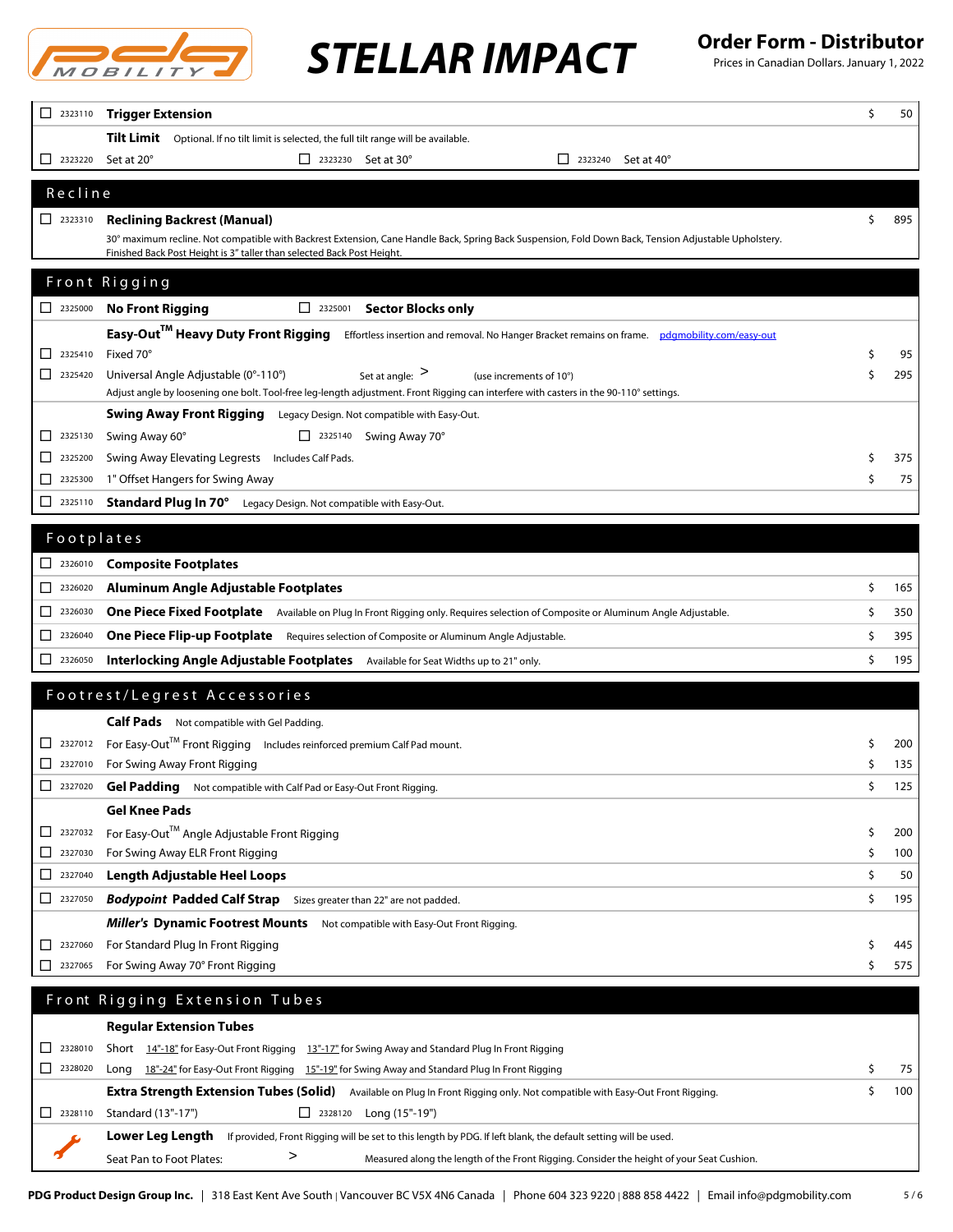# STELLAR IMPACT

**Order Form - Distributor**
Prices in Canadian Dollars. January 1, 2022

| | Code | Item | Price |
|---|---|---|---|
| ☐ | 2323110 | **Trigger Extension** | $ 50 |
| | | **Tilt Limit** Optional. If no tilt limit is selected, the full tilt range will be available. | |
| ☐ | 2323220 | Set at 20° ☐ 2323230 Set at 30° ☐ 2323240 Set at 40° | |

## Recline

| | Code | Item | Price |
|---|---|---|---|
| ☐ | 2323310 | **Reclining Backrest (Manual)**<br>30° maximum recline. Not compatible with Backrest Extension, Cane Handle Back, Spring Back Suspension, Fold Down Back, Tension Adjustable Upholstery. Finished Back Post Height is 3" taller than selected Back Post Height. | $ 895 |

## Front Rigging

| | Code | Item | Price |
|---|---|---|---|
| ☐ | 2325000 | **No Front Rigging** ☐ 2325001 **Sector Blocks only** | |
| | | **Easy-Out™ Heavy Duty Front Rigging** Effortless insertion and removal. No Hanger Bracket remains on frame. pdgmobility.com/easy-out | |
| ☐ | 2325410 | Fixed 70° | $ 95 |
| ☐ | 2325420 | Universal Angle Adjustable (0°-110°) Set at angle: > (use increments of 10°)<br>Adjust angle by loosening one bolt. Tool-free leg-length adjustment. Front Rigging can interfere with casters in the 90-110° settings. | $ 295 |
| | | **Swing Away Front Rigging** Legacy Design. Not compatible with Easy-Out. | |
| ☐ | 2325130 | Swing Away 60° ☐ 2325140 Swing Away 70° | |
| ☐ | 2325200 | Swing Away Elevating Legrests Includes Calf Pads. | $ 375 |
| ☐ | 2325300 | 1" Offset Hangers for Swing Away | $ 75 |
| ☐ | 2325110 | **Standard Plug In 70°** Legacy Design. Not compatible with Easy-Out. | |

## Footplates

| | Code | Item | Price |
|---|---|---|---|
| ☐ | 2326010 | **Composite Footplates** | |
| ☐ | 2326020 | **Aluminum Angle Adjustable Footplates** | $ 165 |
| ☐ | 2326030 | **One Piece Fixed Footplate** Available on Plug In Front Rigging only. Requires selection of Composite or Aluminum Angle Adjustable. | $ 350 |
| ☐ | 2326040 | **One Piece Flip-up Footplate** Requires selection of Composite or Aluminum Angle Adjustable. | $ 395 |
| ☐ | 2326050 | **Interlocking Angle Adjustable Footplates** Available for Seat Widths up to 21" only. | $ 195 |

## Footrest/Legrest Accessories

| | Code | Item | Price |
|---|---|---|---|
| | | **Calf Pads** Not compatible with Gel Padding. | |
| ☐ | 2327012 | For Easy-Out™ Front Rigging Includes reinforced premium Calf Pad mount. | $ 200 |
| ☐ | 2327010 | For Swing Away Front Rigging | $ 135 |
| ☐ | 2327020 | **Gel Padding** Not compatible with Calf Pad or Easy-Out Front Rigging. | $ 125 |
| | | **Gel Knee Pads** | |
| ☐ | 2327032 | For Easy-Out™ Angle Adjustable Front Rigging | $ 200 |
| ☐ | 2327030 | For Swing Away ELR Front Rigging | $ 100 |
| ☐ | 2327040 | **Length Adjustable Heel Loops** | $ 50 |
| ☐ | 2327050 | ***Bodypoint* Padded Calf Strap** Sizes greater than 22" are not padded. | $ 195 |
| | | ***Miller's* Dynamic Footrest Mounts** Not compatible with Easy-Out Front Rigging. | |
| ☐ | 2327060 | For Standard Plug In Front Rigging | $ 445 |
| ☐ | 2327065 | For Swing Away 70° Front Rigging | $ 575 |

## Front Rigging Extension Tubes

| | Code | Item | Price |
|---|---|---|---|
| | | **Regular Extension Tubes** | |
| ☐ | 2328010 | Short 14"-18" for Easy-Out Front Rigging 13"-17" for Swing Away and Standard Plug In Front Rigging | |
| ☐ | 2328020 | Long 18"-24" for Easy-Out Front Rigging 15"-19" for Swing Away and Standard Plug In Front Rigging | $ 75 |
| | | **Extra Strength Extension Tubes (Solid)** Available on Plug In Front Rigging only. Not compatible with Easy-Out Front Rigging. | $ 100 |
| ☐ | 2328110 | Standard (13"-17") ☐ 2328120 Long (15"-19") | |
| | | **Lower Leg Length** If provided, Front Rigging will be set to this length by PDG. If left blank, the default setting will be used. | |
| | | Seat Pan to Foot Plates: > Measured along the length of the Front Rigging. Consider the height of your Seat Cushion. | |

**PDG Product Design Group Inc.** | 318 East Kent Ave South | Vancouver BC V5X 4N6 Canada | Phone 604 323 9220 | 888 858 4422 | Email info@pdgmobility.com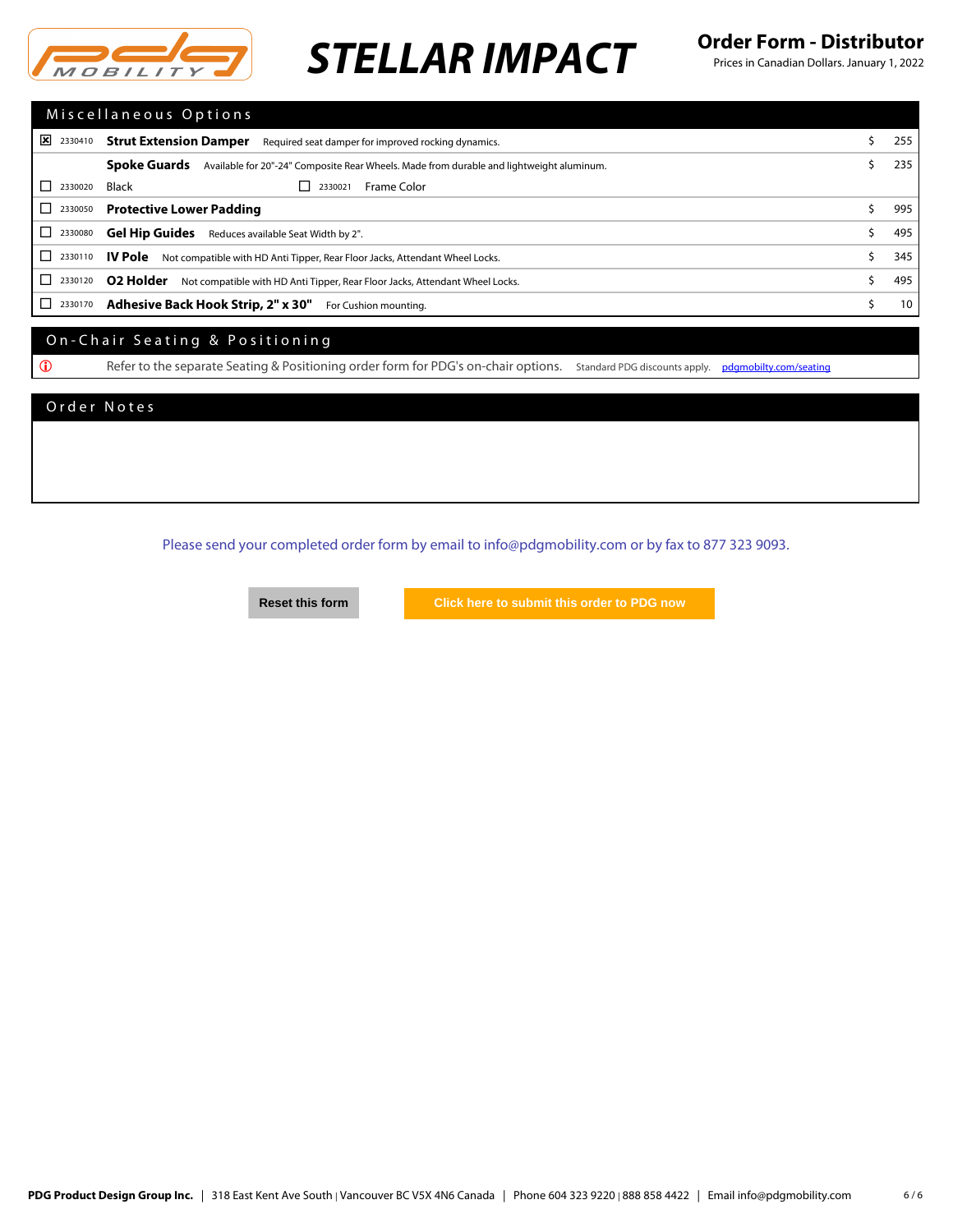# STELLAR IMPACT

**Order Form - Distributor**

Prices in Canadian Dollars. January 1, 2022

## Miscellaneous Options

| | | | | |
|---|---|---|---|---|
| ☒ | 2330410 | **Strut Extension Damper** Required seat damper for improved rocking dynamics. | $ | 255 |
| | | **Spoke Guards** Available for 20"-24" Composite Rear Wheels. Made from durable and lightweight aluminum. | $ | 235 |
| ☐ | 2330020 | Black ☐ 2330021 Frame Color | | |
| ☐ | 2330050 | **Protective Lower Padding** | $ | 995 |
| ☐ | 2330080 | **Gel Hip Guides** Reduces available Seat Width by 2". | $ | 495 |
| ☐ | 2330110 | **IV Pole** Not compatible with HD Anti Tipper, Rear Floor Jacks, Attendant Wheel Locks. | $ | 345 |
| ☐ | 2330120 | **O2 Holder** Not compatible with HD Anti Tipper, Rear Floor Jacks, Attendant Wheel Locks. | $ | 495 |
| ☐ | 2330170 | **Adhesive Back Hook Strip, 2" x 30"** For Cushion mounting. | $ | 10 |

## On-Chair Seating & Positioning

ⓘ Refer to the separate Seating & Positioning order form for PDG's on-chair options. Standard PDG discounts apply. pdgmobilty.com/seating

## Order Notes

Please send your completed order form by email to info@pdgmobility.com or by fax to 877 323 9093.

Reset this form | Click here to submit this order to PDG now

**PDG Product Design Group Inc.** | 318 East Kent Ave South | Vancouver BC V5X 4N6 Canada | Phone 604 323 9220 | 888 858 4422 | Email info@pdgmobility.com